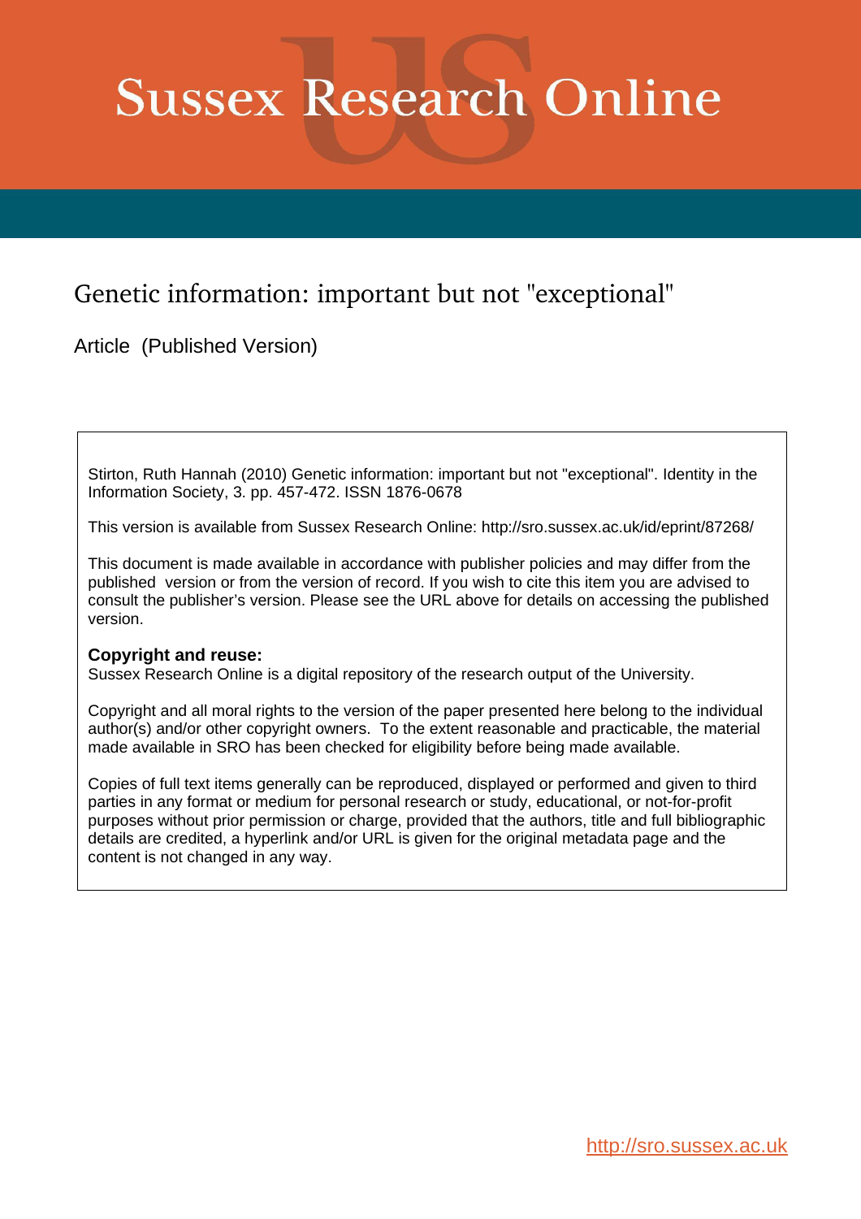# Sussex Research Online

## Genetic information: important but not "exceptional"

Article (Published Version)

Stirton, Ruth Hannah (2010) Genetic information: important but not "exceptional". Identity in the Information Society, 3. pp. 457-472. ISSN 1876-0678

This version is available from Sussex Research Online: http://sro.sussex.ac.uk/id/eprint/87268/

This document is made available in accordance with publisher policies and may differ from the published version or from the version of record. If you wish to cite this item you are advised to consult the publisher's version. Please see the URL above for details on accessing the published version.

**Copyright and reuse:**
Sussex Research Online is a digital repository of the research output of the University.

Copyright and all moral rights to the version of the paper presented here belong to the individual author(s) and/or other copyright owners. To the extent reasonable and practicable, the material made available in SRO has been checked for eligibility before being made available.

Copies of full text items generally can be reproduced, displayed or performed and given to third parties in any format or medium for personal research or study, educational, or not-for-profit purposes without prior permission or charge, provided that the authors, title and full bibliographic details are credited, a hyperlink and/or URL is given for the original metadata page and the content is not changed in any way.

http://sro.sussex.ac.uk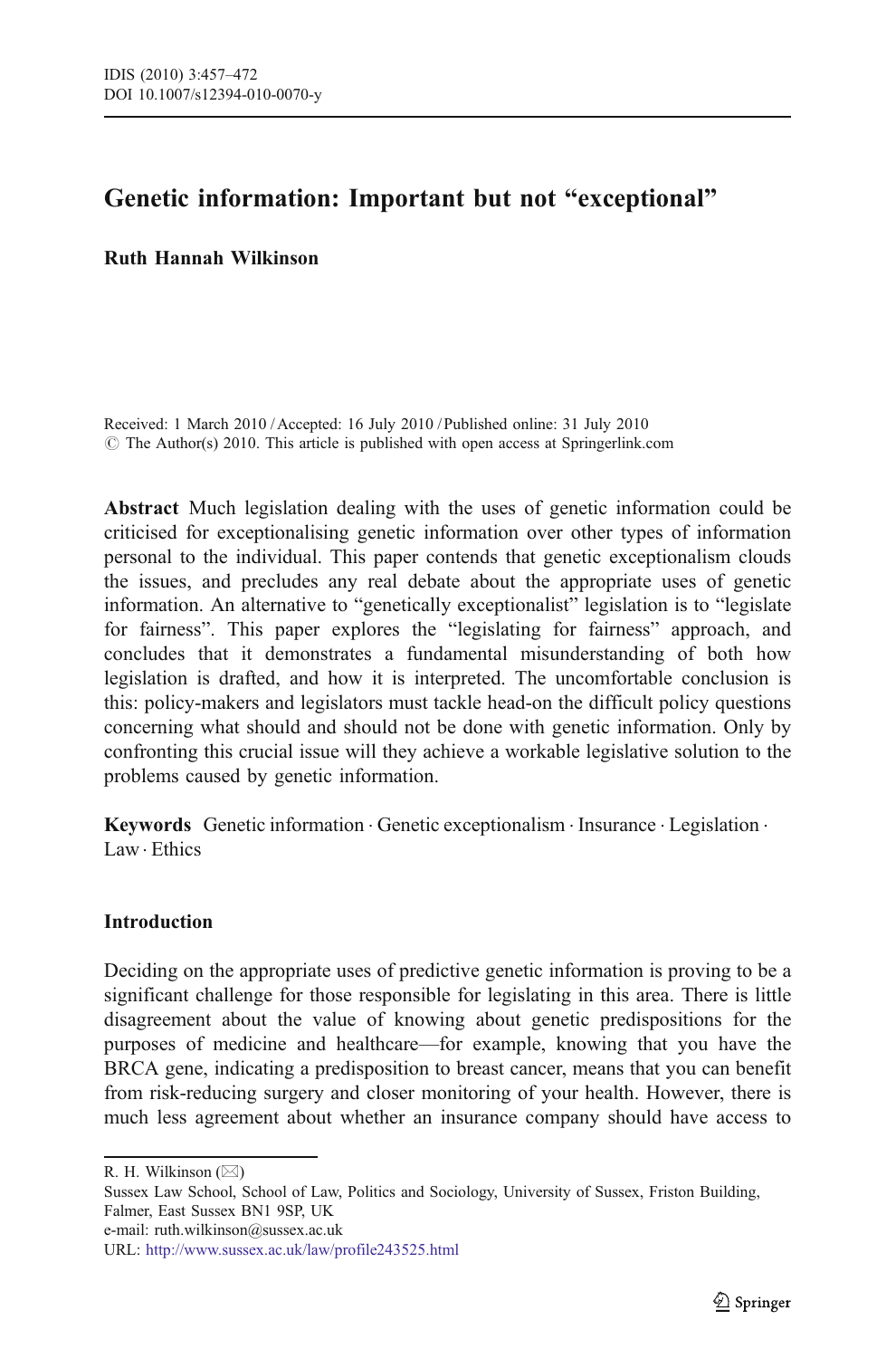# Genetic information: Important but not "exceptional"

**Ruth Hannah Wilkinson**

Received: 1 March 2010 / Accepted: 16 July 2010 / Published online: 31 July 2010
© The Author(s) 2010. This article is published with open access at Springerlink.com

**Abstract** Much legislation dealing with the uses of genetic information could be criticised for exceptionalising genetic information over other types of information personal to the individual. This paper contends that genetic exceptionalism clouds the issues, and precludes any real debate about the appropriate uses of genetic information. An alternative to "genetically exceptionalist" legislation is to "legislate for fairness". This paper explores the "legislating for fairness" approach, and concludes that it demonstrates a fundamental misunderstanding of both how legislation is drafted, and how it is interpreted. The uncomfortable conclusion is this: policy-makers and legislators must tackle head-on the difficult policy questions concerning what should and should not be done with genetic information. Only by confronting this crucial issue will they achieve a workable legislative solution to the problems caused by genetic information.

**Keywords** Genetic information · Genetic exceptionalism · Insurance · Legislation · Law · Ethics

## Introduction

Deciding on the appropriate uses of predictive genetic information is proving to be a significant challenge for those responsible for legislating in this area. There is little disagreement about the value of knowing about genetic predispositions for the purposes of medicine and healthcare—for example, knowing that you have the BRCA gene, indicating a predisposition to breast cancer, means that you can benefit from risk-reducing surgery and closer monitoring of your health. However, there is much less agreement about whether an insurance company should have access to

R. H. Wilkinson (✉)
Sussex Law School, School of Law, Politics and Sociology, University of Sussex, Friston Building, Falmer, East Sussex BN1 9SP, UK
e-mail: ruth.wilkinson@sussex.ac.uk
URL: http://www.sussex.ac.uk/law/profile243525.html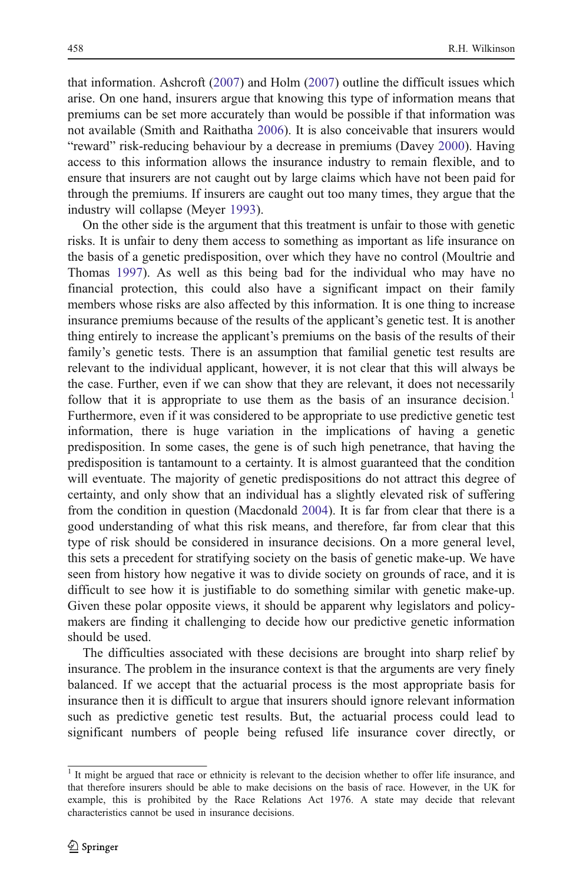that information. Ashcroft (2007) and Holm (2007) outline the difficult issues which arise. On one hand, insurers argue that knowing this type of information means that premiums can be set more accurately than would be possible if that information was not available (Smith and Raithatha 2006). It is also conceivable that insurers would "reward" risk-reducing behaviour by a decrease in premiums (Davey 2000). Having access to this information allows the insurance industry to remain flexible, and to ensure that insurers are not caught out by large claims which have not been paid for through the premiums. If insurers are caught out too many times, they argue that the industry will collapse (Meyer 1993).

On the other side is the argument that this treatment is unfair to those with genetic risks. It is unfair to deny them access to something as important as life insurance on the basis of a genetic predisposition, over which they have no control (Moultrie and Thomas 1997). As well as this being bad for the individual who may have no financial protection, this could also have a significant impact on their family members whose risks are also affected by this information. It is one thing to increase insurance premiums because of the results of the applicant's genetic test. It is another thing entirely to increase the applicant's premiums on the basis of the results of their family's genetic tests. There is an assumption that familial genetic test results are relevant to the individual applicant, however, it is not clear that this will always be the case. Further, even if we can show that they are relevant, it does not necessarily follow that it is appropriate to use them as the basis of an insurance decision.[1] Furthermore, even if it was considered to be appropriate to use predictive genetic test information, there is huge variation in the implications of having a genetic predisposition. In some cases, the gene is of such high penetrance, that having the predisposition is tantamount to a certainty. It is almost guaranteed that the condition will eventuate. The majority of genetic predispositions do not attract this degree of certainty, and only show that an individual has a slightly elevated risk of suffering from the condition in question (Macdonald 2004). It is far from clear that there is a good understanding of what this risk means, and therefore, far from clear that this type of risk should be considered in insurance decisions. On a more general level, this sets a precedent for stratifying society on the basis of genetic make-up. We have seen from history how negative it was to divide society on grounds of race, and it is difficult to see how it is justifiable to do something similar with genetic make-up. Given these polar opposite views, it should be apparent why legislators and policy-makers are finding it challenging to decide how our predictive genetic information should be used.

The difficulties associated with these decisions are brought into sharp relief by insurance. The problem in the insurance context is that the arguments are very finely balanced. If we accept that the actuarial process is the most appropriate basis for insurance then it is difficult to argue that insurers should ignore relevant information such as predictive genetic test results. But, the actuarial process could lead to significant numbers of people being refused life insurance cover directly, or

[1] It might be argued that race or ethnicity is relevant to the decision whether to offer life insurance, and that therefore insurers should be able to make decisions on the basis of race. However, in the UK for example, this is prohibited by the Race Relations Act 1976. A state may decide that relevant characteristics cannot be used in insurance decisions.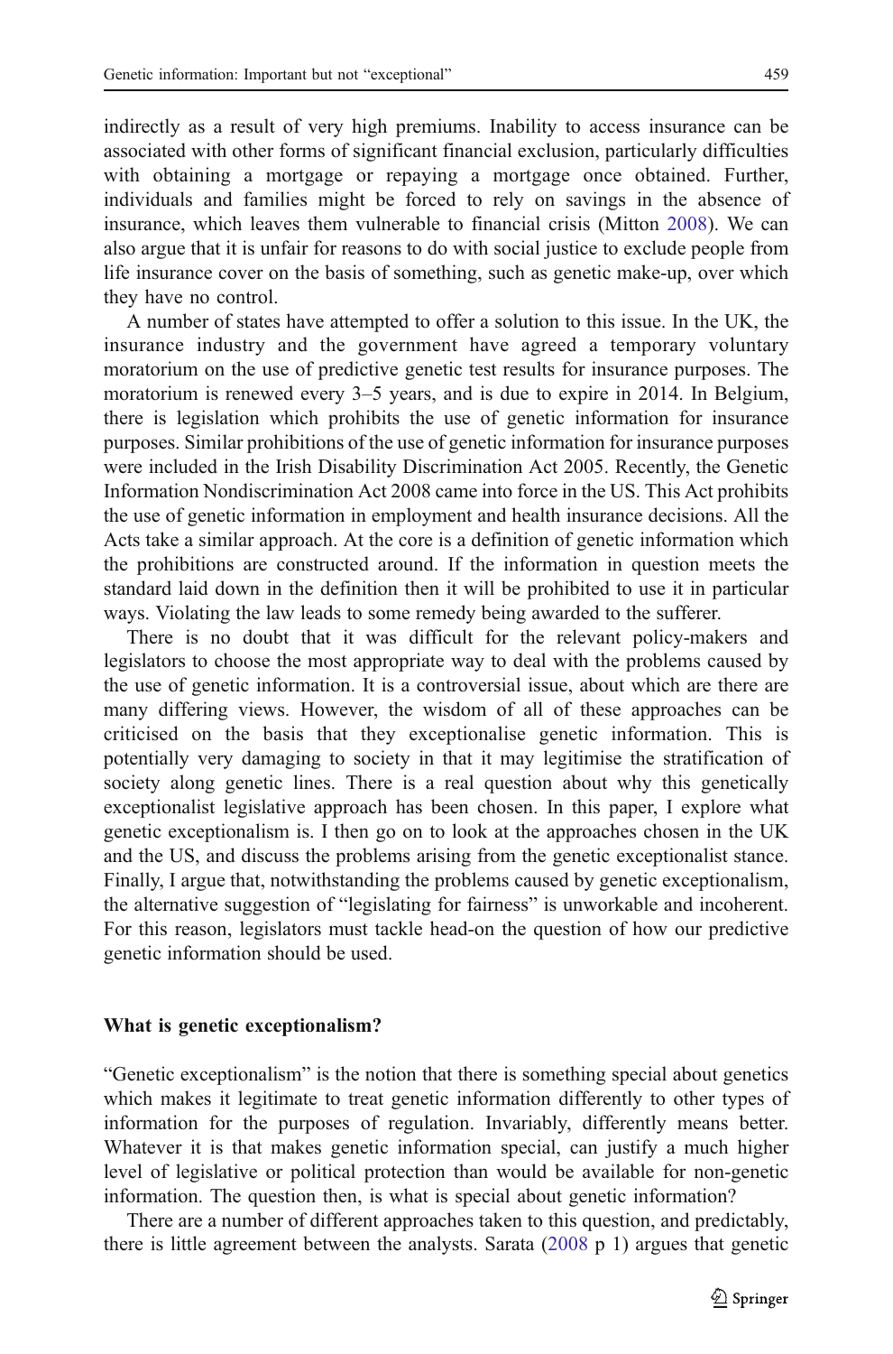indirectly as a result of very high premiums. Inability to access insurance can be associated with other forms of significant financial exclusion, particularly difficulties with obtaining a mortgage or repaying a mortgage once obtained. Further, individuals and families might be forced to rely on savings in the absence of insurance, which leaves them vulnerable to financial crisis (Mitton 2008). We can also argue that it is unfair for reasons to do with social justice to exclude people from life insurance cover on the basis of something, such as genetic make-up, over which they have no control.

A number of states have attempted to offer a solution to this issue. In the UK, the insurance industry and the government have agreed a temporary voluntary moratorium on the use of predictive genetic test results for insurance purposes. The moratorium is renewed every 3–5 years, and is due to expire in 2014. In Belgium, there is legislation which prohibits the use of genetic information for insurance purposes. Similar prohibitions of the use of genetic information for insurance purposes were included in the Irish Disability Discrimination Act 2005. Recently, the Genetic Information Nondiscrimination Act 2008 came into force in the US. This Act prohibits the use of genetic information in employment and health insurance decisions. All the Acts take a similar approach. At the core is a definition of genetic information which the prohibitions are constructed around. If the information in question meets the standard laid down in the definition then it will be prohibited to use it in particular ways. Violating the law leads to some remedy being awarded to the sufferer.

There is no doubt that it was difficult for the relevant policy-makers and legislators to choose the most appropriate way to deal with the problems caused by the use of genetic information. It is a controversial issue, about which are there are many differing views. However, the wisdom of all of these approaches can be criticised on the basis that they exceptionalise genetic information. This is potentially very damaging to society in that it may legitimise the stratification of society along genetic lines. There is a real question about why this genetically exceptionalist legislative approach has been chosen. In this paper, I explore what genetic exceptionalism is. I then go on to look at the approaches chosen in the UK and the US, and discuss the problems arising from the genetic exceptionalist stance. Finally, I argue that, notwithstanding the problems caused by genetic exceptionalism, the alternative suggestion of "legislating for fairness" is unworkable and incoherent. For this reason, legislators must tackle head-on the question of how our predictive genetic information should be used.

## What is genetic exceptionalism?

"Genetic exceptionalism" is the notion that there is something special about genetics which makes it legitimate to treat genetic information differently to other types of information for the purposes of regulation. Invariably, differently means better. Whatever it is that makes genetic information special, can justify a much higher level of legislative or political protection than would be available for non-genetic information. The question then, is what is special about genetic information?

There are a number of different approaches taken to this question, and predictably, there is little agreement between the analysts. Sarata (2008 p 1) argues that genetic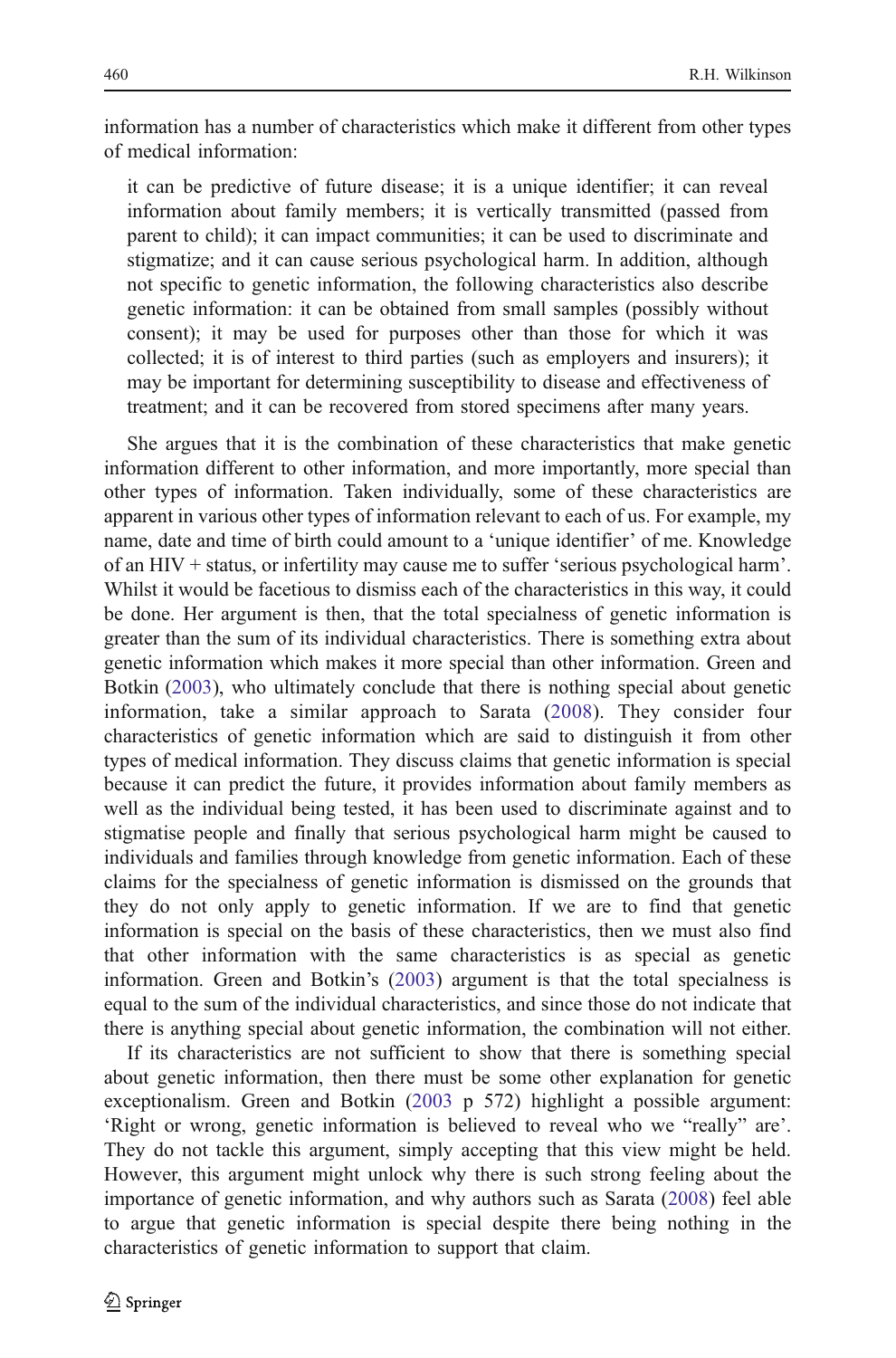information has a number of characteristics which make it different from other types of medical information:

> it can be predictive of future disease; it is a unique identifier; it can reveal information about family members; it is vertically transmitted (passed from parent to child); it can impact communities; it can be used to discriminate and stigmatize; and it can cause serious psychological harm. In addition, although not specific to genetic information, the following characteristics also describe genetic information: it can be obtained from small samples (possibly without consent); it may be used for purposes other than those for which it was collected; it is of interest to third parties (such as employers and insurers); it may be important for determining susceptibility to disease and effectiveness of treatment; and it can be recovered from stored specimens after many years.

She argues that it is the combination of these characteristics that make genetic information different to other information, and more importantly, more special than other types of information. Taken individually, some of these characteristics are apparent in various other types of information relevant to each of us. For example, my name, date and time of birth could amount to a 'unique identifier' of me. Knowledge of an HIV + status, or infertility may cause me to suffer 'serious psychological harm'. Whilst it would be facetious to dismiss each of the characteristics in this way, it could be done. Her argument is then, that the total specialness of genetic information is greater than the sum of its individual characteristics. There is something extra about genetic information which makes it more special than other information. Green and Botkin (2003), who ultimately conclude that there is nothing special about genetic information, take a similar approach to Sarata (2008). They consider four characteristics of genetic information which are said to distinguish it from other types of medical information. They discuss claims that genetic information is special because it can predict the future, it provides information about family members as well as the individual being tested, it has been used to discriminate against and to stigmatise people and finally that serious psychological harm might be caused to individuals and families through knowledge from genetic information. Each of these claims for the specialness of genetic information is dismissed on the grounds that they do not only apply to genetic information. If we are to find that genetic information is special on the basis of these characteristics, then we must also find that other information with the same characteristics is as special as genetic information. Green and Botkin's (2003) argument is that the total specialness is equal to the sum of the individual characteristics, and since those do not indicate that there is anything special about genetic information, the combination will not either.

If its characteristics are not sufficient to show that there is something special about genetic information, then there must be some other explanation for genetic exceptionalism. Green and Botkin (2003 p 572) highlight a possible argument: 'Right or wrong, genetic information is believed to reveal who we "really" are'. They do not tackle this argument, simply accepting that this view might be held. However, this argument might unlock why there is such strong feeling about the importance of genetic information, and why authors such as Sarata (2008) feel able to argue that genetic information is special despite there being nothing in the characteristics of genetic information to support that claim.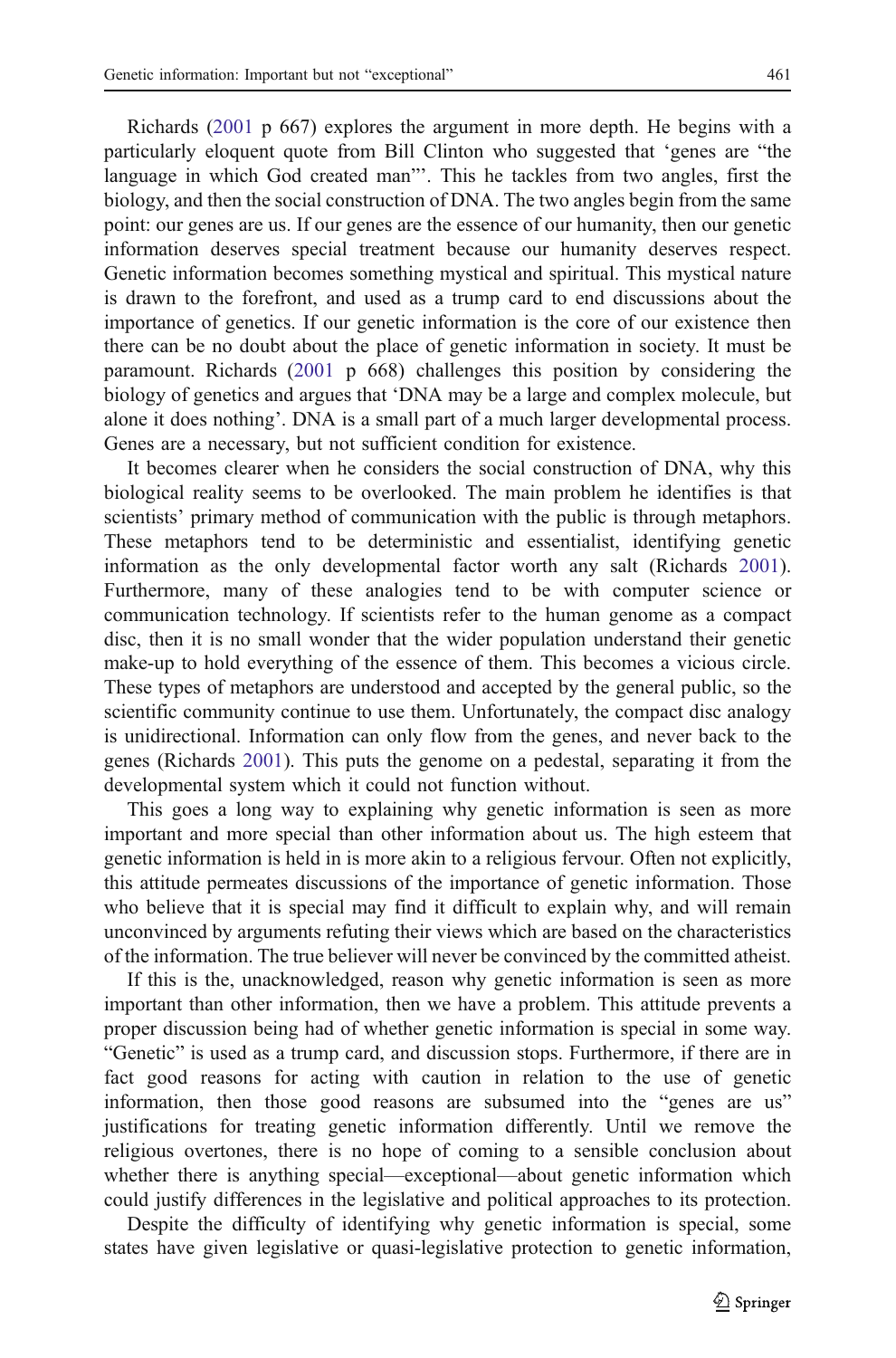Richards (2001 p 667) explores the argument in more depth. He begins with a particularly eloquent quote from Bill Clinton who suggested that 'genes are "the language in which God created man"'. This he tackles from two angles, first the biology, and then the social construction of DNA. The two angles begin from the same point: our genes are us. If our genes are the essence of our humanity, then our genetic information deserves special treatment because our humanity deserves respect. Genetic information becomes something mystical and spiritual. This mystical nature is drawn to the forefront, and used as a trump card to end discussions about the importance of genetics. If our genetic information is the core of our existence then there can be no doubt about the place of genetic information in society. It must be paramount. Richards (2001 p 668) challenges this position by considering the biology of genetics and argues that 'DNA may be a large and complex molecule, but alone it does nothing'. DNA is a small part of a much larger developmental process. Genes are a necessary, but not sufficient condition for existence.

It becomes clearer when he considers the social construction of DNA, why this biological reality seems to be overlooked. The main problem he identifies is that scientists' primary method of communication with the public is through metaphors. These metaphors tend to be deterministic and essentialist, identifying genetic information as the only developmental factor worth any salt (Richards 2001). Furthermore, many of these analogies tend to be with computer science or communication technology. If scientists refer to the human genome as a compact disc, then it is no small wonder that the wider population understand their genetic make-up to hold everything of the essence of them. This becomes a vicious circle. These types of metaphors are understood and accepted by the general public, so the scientific community continue to use them. Unfortunately, the compact disc analogy is unidirectional. Information can only flow from the genes, and never back to the genes (Richards 2001). This puts the genome on a pedestal, separating it from the developmental system which it could not function without.

This goes a long way to explaining why genetic information is seen as more important and more special than other information about us. The high esteem that genetic information is held in is more akin to a religious fervour. Often not explicitly, this attitude permeates discussions of the importance of genetic information. Those who believe that it is special may find it difficult to explain why, and will remain unconvinced by arguments refuting their views which are based on the characteristics of the information. The true believer will never be convinced by the committed atheist.

If this is the, unacknowledged, reason why genetic information is seen as more important than other information, then we have a problem. This attitude prevents a proper discussion being had of whether genetic information is special in some way. "Genetic" is used as a trump card, and discussion stops. Furthermore, if there are in fact good reasons for acting with caution in relation to the use of genetic information, then those good reasons are subsumed into the "genes are us" justifications for treating genetic information differently. Until we remove the religious overtones, there is no hope of coming to a sensible conclusion about whether there is anything special—exceptional—about genetic information which could justify differences in the legislative and political approaches to its protection.

Despite the difficulty of identifying why genetic information is special, some states have given legislative or quasi-legislative protection to genetic information,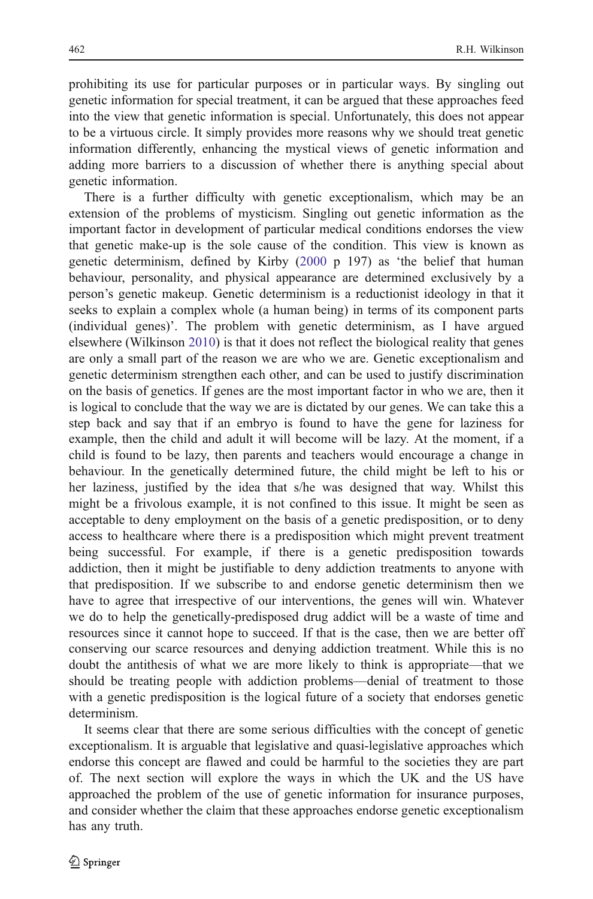prohibiting its use for particular purposes or in particular ways. By singling out genetic information for special treatment, it can be argued that these approaches feed into the view that genetic information is special. Unfortunately, this does not appear to be a virtuous circle. It simply provides more reasons why we should treat genetic information differently, enhancing the mystical views of genetic information and adding more barriers to a discussion of whether there is anything special about genetic information.

There is a further difficulty with genetic exceptionalism, which may be an extension of the problems of mysticism. Singling out genetic information as the important factor in development of particular medical conditions endorses the view that genetic make-up is the sole cause of the condition. This view is known as genetic determinism, defined by Kirby (2000 p 197) as 'the belief that human behaviour, personality, and physical appearance are determined exclusively by a person's genetic makeup. Genetic determinism is a reductionist ideology in that it seeks to explain a complex whole (a human being) in terms of its component parts (individual genes)'. The problem with genetic determinism, as I have argued elsewhere (Wilkinson 2010) is that it does not reflect the biological reality that genes are only a small part of the reason we are who we are. Genetic exceptionalism and genetic determinism strengthen each other, and can be used to justify discrimination on the basis of genetics. If genes are the most important factor in who we are, then it is logical to conclude that the way we are is dictated by our genes. We can take this a step back and say that if an embryo is found to have the gene for laziness for example, then the child and adult it will become will be lazy. At the moment, if a child is found to be lazy, then parents and teachers would encourage a change in behaviour. In the genetically determined future, the child might be left to his or her laziness, justified by the idea that s/he was designed that way. Whilst this might be a frivolous example, it is not confined to this issue. It might be seen as acceptable to deny employment on the basis of a genetic predisposition, or to deny access to healthcare where there is a predisposition which might prevent treatment being successful. For example, if there is a genetic predisposition towards addiction, then it might be justifiable to deny addiction treatments to anyone with that predisposition. If we subscribe to and endorse genetic determinism then we have to agree that irrespective of our interventions, the genes will win. Whatever we do to help the genetically-predisposed drug addict will be a waste of time and resources since it cannot hope to succeed. If that is the case, then we are better off conserving our scarce resources and denying addiction treatment. While this is no doubt the antithesis of what we are more likely to think is appropriate—that we should be treating people with addiction problems—denial of treatment to those with a genetic predisposition is the logical future of a society that endorses genetic determinism.

It seems clear that there are some serious difficulties with the concept of genetic exceptionalism. It is arguable that legislative and quasi-legislative approaches which endorse this concept are flawed and could be harmful to the societies they are part of. The next section will explore the ways in which the UK and the US have approached the problem of the use of genetic information for insurance purposes, and consider whether the claim that these approaches endorse genetic exceptionalism has any truth.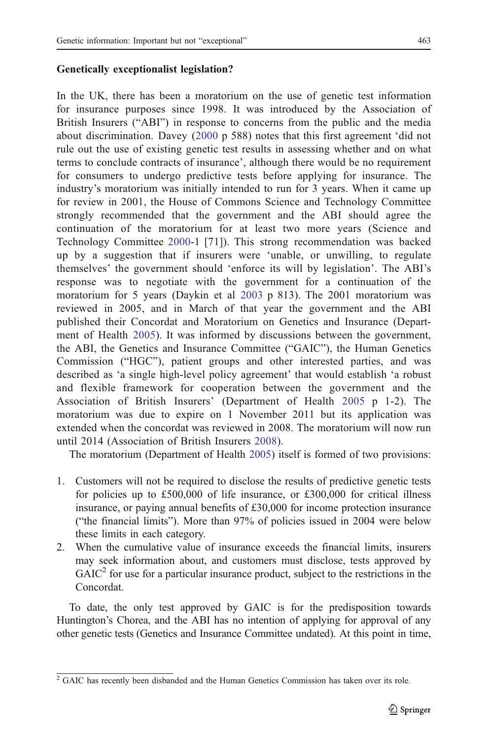### Genetically exceptionalist legislation?

In the UK, there has been a moratorium on the use of genetic test information for insurance purposes since 1998. It was introduced by the Association of British Insurers ("ABI") in response to concerns from the public and the media about discrimination. Davey (2000 p 588) notes that this first agreement 'did not rule out the use of existing genetic test results in assessing whether and on what terms to conclude contracts of insurance', although there would be no requirement for consumers to undergo predictive tests before applying for insurance. The industry's moratorium was initially intended to run for 3 years. When it came up for review in 2001, the House of Commons Science and Technology Committee strongly recommended that the government and the ABI should agree the continuation of the moratorium for at least two more years (Science and Technology Committee 2000-1 [71]). This strong recommendation was backed up by a suggestion that if insurers were 'unable, or unwilling, to regulate themselves' the government should 'enforce its will by legislation'. The ABI's response was to negotiate with the government for a continuation of the moratorium for 5 years (Daykin et al 2003 p 813). The 2001 moratorium was reviewed in 2005, and in March of that year the government and the ABI published their Concordat and Moratorium on Genetics and Insurance (Department of Health 2005). It was informed by discussions between the government, the ABI, the Genetics and Insurance Committee ("GAIC"), the Human Genetics Commission ("HGC"), patient groups and other interested parties, and was described as 'a single high-level policy agreement' that would establish 'a robust and flexible framework for cooperation between the government and the Association of British Insurers' (Department of Health 2005 p 1-2). The moratorium was due to expire on 1 November 2011 but its application was extended when the concordat was reviewed in 2008. The moratorium will now run until 2014 (Association of British Insurers 2008).

The moratorium (Department of Health 2005) itself is formed of two provisions:

1. Customers will not be required to disclose the results of predictive genetic tests for policies up to £500,000 of life insurance, or £300,000 for critical illness insurance, or paying annual benefits of £30,000 for income protection insurance ("the financial limits"). More than 97% of policies issued in 2004 were below these limits in each category.
2. When the cumulative value of insurance exceeds the financial limits, insurers may seek information about, and customers must disclose, tests approved by GAIC[2] for use for a particular insurance product, subject to the restrictions in the Concordat.

To date, the only test approved by GAIC is for the predisposition towards Huntington's Chorea, and the ABI has no intention of applying for approval of any other genetic tests (Genetics and Insurance Committee undated). At this point in time,

[2] GAIC has recently been disbanded and the Human Genetics Commission has taken over its role.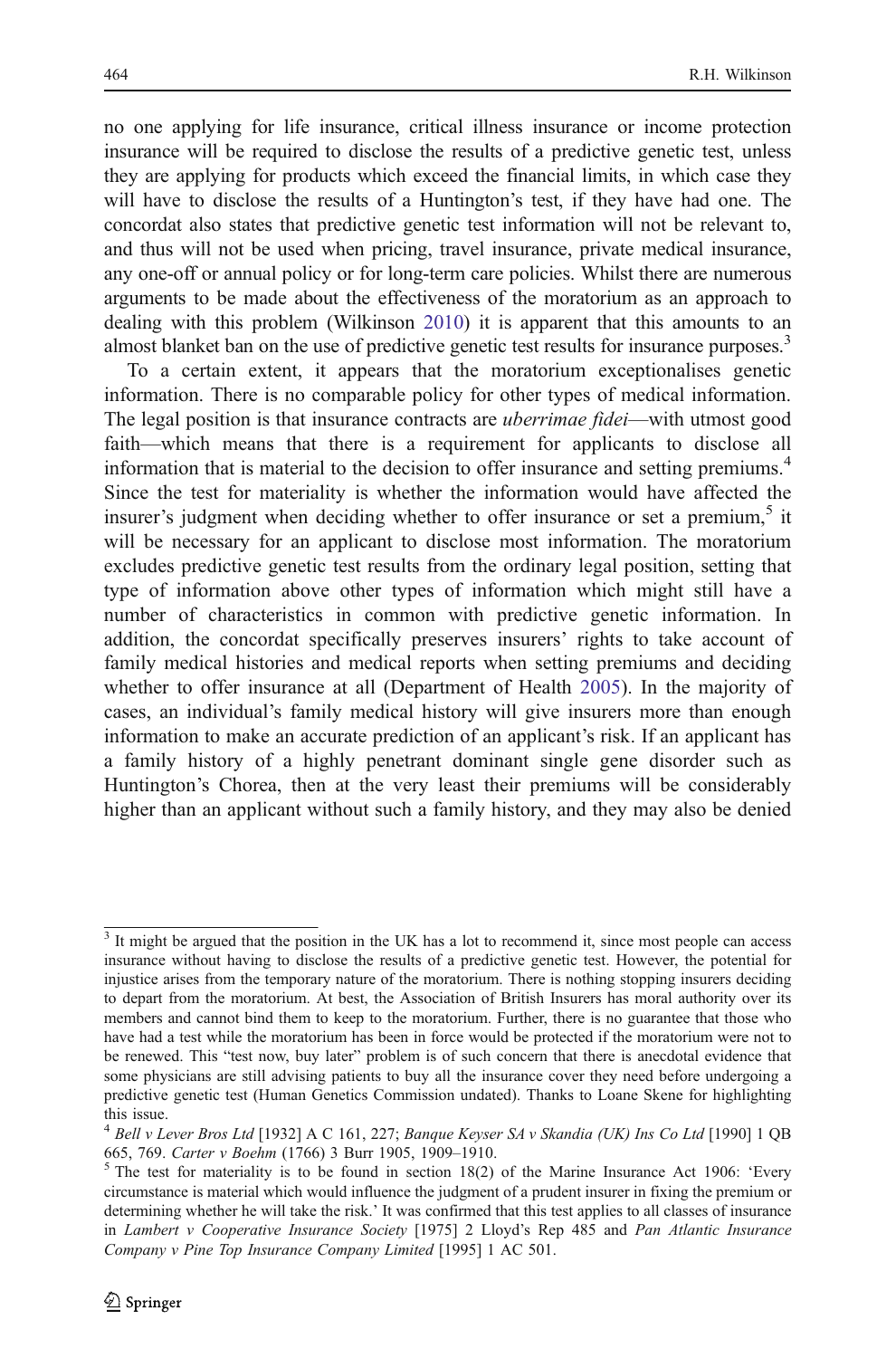no one applying for life insurance, critical illness insurance or income protection insurance will be required to disclose the results of a predictive genetic test, unless they are applying for products which exceed the financial limits, in which case they will have to disclose the results of a Huntington's test, if they have had one. The concordat also states that predictive genetic test information will not be relevant to, and thus will not be used when pricing, travel insurance, private medical insurance, any one-off or annual policy or for long-term care policies. Whilst there are numerous arguments to be made about the effectiveness of the moratorium as an approach to dealing with this problem (Wilkinson 2010) it is apparent that this amounts to an almost blanket ban on the use of predictive genetic test results for insurance purposes.[3]

To a certain extent, it appears that the moratorium exceptionalises genetic information. There is no comparable policy for other types of medical information. The legal position is that insurance contracts are *uberrimae fidei*—with utmost good faith—which means that there is a requirement for applicants to disclose all information that is material to the decision to offer insurance and setting premiums.[4] Since the test for materiality is whether the information would have affected the insurer's judgment when deciding whether to offer insurance or set a premium,[5] it will be necessary for an applicant to disclose most information. The moratorium excludes predictive genetic test results from the ordinary legal position, setting that type of information above other types of information which might still have a number of characteristics in common with predictive genetic information. In addition, the concordat specifically preserves insurers' rights to take account of family medical histories and medical reports when setting premiums and deciding whether to offer insurance at all (Department of Health 2005). In the majority of cases, an individual's family medical history will give insurers more than enough information to make an accurate prediction of an applicant's risk. If an applicant has a family history of a highly penetrant dominant single gene disorder such as Huntington's Chorea, then at the very least their premiums will be considerably higher than an applicant without such a family history, and they may also be denied

---

[3] It might be argued that the position in the UK has a lot to recommend it, since most people can access insurance without having to disclose the results of a predictive genetic test. However, the potential for injustice arises from the temporary nature of the moratorium. There is nothing stopping insurers deciding to depart from the moratorium. At best, the Association of British Insurers has moral authority over its members and cannot bind them to keep to the moratorium. Further, there is no guarantee that those who have had a test while the moratorium has been in force would be protected if the moratorium were not to be renewed. This "test now, buy later" problem is of such concern that there is anecdotal evidence that some physicians are still advising patients to buy all the insurance cover they need before undergoing a predictive genetic test (Human Genetics Commission undated). Thanks to Loane Skene for highlighting this issue.

[4] *Bell v Lever Bros Ltd* [1932] A C 161, 227; *Banque Keyser SA v Skandia (UK) Ins Co Ltd* [1990] 1 QB 665, 769. *Carter v Boehm* (1766) 3 Burr 1905, 1909–1910.

[5] The test for materiality is to be found in section 18(2) of the Marine Insurance Act 1906: 'Every circumstance is material which would influence the judgment of a prudent insurer in fixing the premium or determining whether he will take the risk.' It was confirmed that this test applies to all classes of insurance in *Lambert v Cooperative Insurance Society* [1975] 2 Lloyd's Rep 485 and *Pan Atlantic Insurance Company v Pine Top Insurance Company Limited* [1995] 1 AC 501.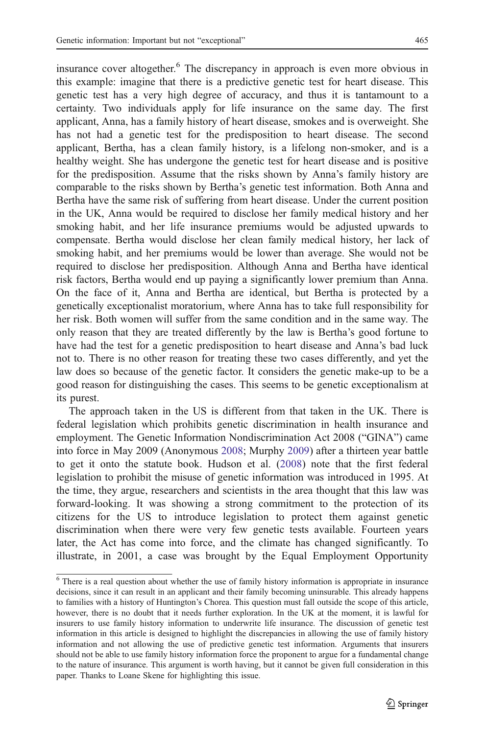insurance cover altogether.[6] The discrepancy in approach is even more obvious in this example: imagine that there is a predictive genetic test for heart disease. This genetic test has a very high degree of accuracy, and thus it is tantamount to a certainty. Two individuals apply for life insurance on the same day. The first applicant, Anna, has a family history of heart disease, smokes and is overweight. She has not had a genetic test for the predisposition to heart disease. The second applicant, Bertha, has a clean family history, is a lifelong non-smoker, and is a healthy weight. She has undergone the genetic test for heart disease and is positive for the predisposition. Assume that the risks shown by Anna's family history are comparable to the risks shown by Bertha's genetic test information. Both Anna and Bertha have the same risk of suffering from heart disease. Under the current position in the UK, Anna would be required to disclose her family medical history and her smoking habit, and her life insurance premiums would be adjusted upwards to compensate. Bertha would disclose her clean family medical history, her lack of smoking habit, and her premiums would be lower than average. She would not be required to disclose her predisposition. Although Anna and Bertha have identical risk factors, Bertha would end up paying a significantly lower premium than Anna. On the face of it, Anna and Bertha are identical, but Bertha is protected by a genetically exceptionalist moratorium, where Anna has to take full responsibility for her risk. Both women will suffer from the same condition and in the same way. The only reason that they are treated differently by the law is Bertha's good fortune to have had the test for a genetic predisposition to heart disease and Anna's bad luck not to. There is no other reason for treating these two cases differently, and yet the law does so because of the genetic factor. It considers the genetic make-up to be a good reason for distinguishing the cases. This seems to be genetic exceptionalism at its purest.

The approach taken in the US is different from that taken in the UK. There is federal legislation which prohibits genetic discrimination in health insurance and employment. The Genetic Information Nondiscrimination Act 2008 ("GINA") came into force in May 2009 (Anonymous 2008; Murphy 2009) after a thirteen year battle to get it onto the statute book. Hudson et al. (2008) note that the first federal legislation to prohibit the misuse of genetic information was introduced in 1995. At the time, they argue, researchers and scientists in the area thought that this law was forward-looking. It was showing a strong commitment to the protection of its citizens for the US to introduce legislation to protect them against genetic discrimination when there were very few genetic tests available. Fourteen years later, the Act has come into force, and the climate has changed significantly. To illustrate, in 2001, a case was brought by the Equal Employment Opportunity

[6] There is a real question about whether the use of family history information is appropriate in insurance decisions, since it can result in an applicant and their family becoming uninsurable. This already happens to families with a history of Huntington's Chorea. This question must fall outside the scope of this article, however, there is no doubt that it needs further exploration. In the UK at the moment, it is lawful for insurers to use family history information to underwrite life insurance. The discussion of genetic test information in this article is designed to highlight the discrepancies in allowing the use of family history information and not allowing the use of predictive genetic test information. Arguments that insurers should not be able to use family history information force the proponent to argue for a fundamental change to the nature of insurance. This argument is worth having, but it cannot be given full consideration in this paper. Thanks to Loane Skene for highlighting this issue.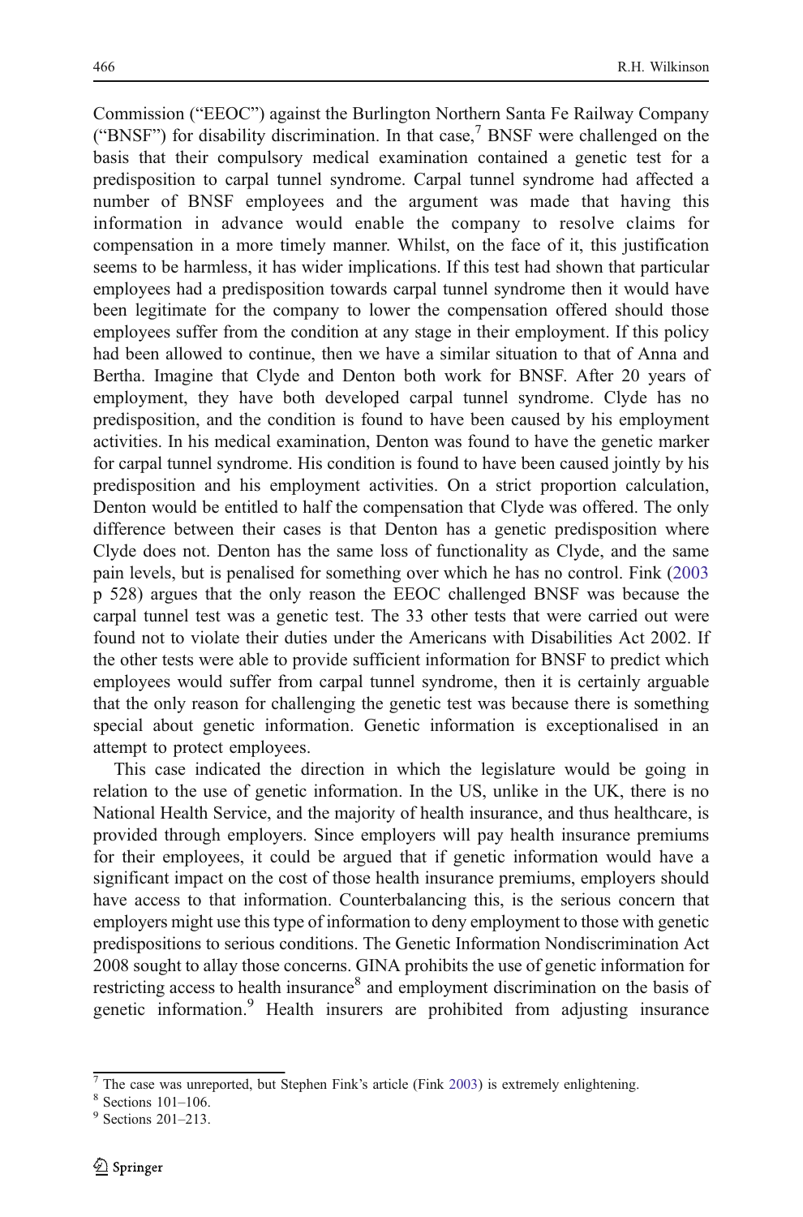Commission ("EEOC") against the Burlington Northern Santa Fe Railway Company ("BNSF") for disability discrimination. In that case,[7] BNSF were challenged on the basis that their compulsory medical examination contained a genetic test for a predisposition to carpal tunnel syndrome. Carpal tunnel syndrome had affected a number of BNSF employees and the argument was made that having this information in advance would enable the company to resolve claims for compensation in a more timely manner. Whilst, on the face of it, this justification seems to be harmless, it has wider implications. If this test had shown that particular employees had a predisposition towards carpal tunnel syndrome then it would have been legitimate for the company to lower the compensation offered should those employees suffer from the condition at any stage in their employment. If this policy had been allowed to continue, then we have a similar situation to that of Anna and Bertha. Imagine that Clyde and Denton both work for BNSF. After 20 years of employment, they have both developed carpal tunnel syndrome. Clyde has no predisposition, and the condition is found to have been caused by his employment activities. In his medical examination, Denton was found to have the genetic marker for carpal tunnel syndrome. His condition is found to have been caused jointly by his predisposition and his employment activities. On a strict proportion calculation, Denton would be entitled to half the compensation that Clyde was offered. The only difference between their cases is that Denton has a genetic predisposition where Clyde does not. Denton has the same loss of functionality as Clyde, and the same pain levels, but is penalised for something over which he has no control. Fink (2003 p 528) argues that the only reason the EEOC challenged BNSF was because the carpal tunnel test was a genetic test. The 33 other tests that were carried out were found not to violate their duties under the Americans with Disabilities Act 2002. If the other tests were able to provide sufficient information for BNSF to predict which employees would suffer from carpal tunnel syndrome, then it is certainly arguable that the only reason for challenging the genetic test was because there is something special about genetic information. Genetic information is exceptionalised in an attempt to protect employees.

This case indicated the direction in which the legislature would be going in relation to the use of genetic information. In the US, unlike in the UK, there is no National Health Service, and the majority of health insurance, and thus healthcare, is provided through employers. Since employers will pay health insurance premiums for their employees, it could be argued that if genetic information would have a significant impact on the cost of those health insurance premiums, employers should have access to that information. Counterbalancing this, is the serious concern that employers might use this type of information to deny employment to those with genetic predispositions to serious conditions. The Genetic Information Nondiscrimination Act 2008 sought to allay those concerns. GINA prohibits the use of genetic information for restricting access to health insurance[8] and employment discrimination on the basis of genetic information.[9] Health insurers are prohibited from adjusting insurance

[7] The case was unreported, but Stephen Fink's article (Fink 2003) is extremely enlightening.

[8] Sections 101–106.

[9] Sections 201–213.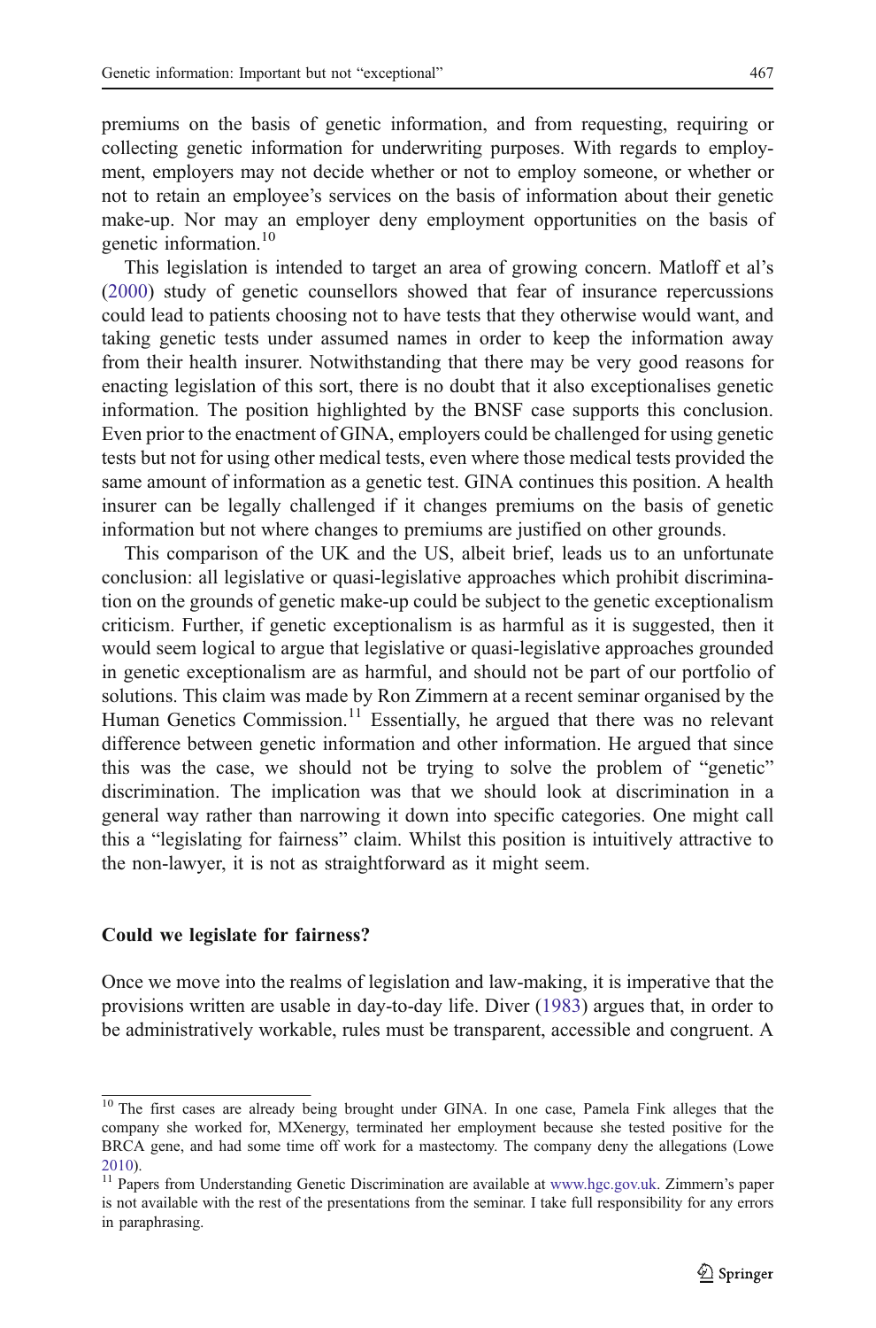premiums on the basis of genetic information, and from requesting, requiring or collecting genetic information for underwriting purposes. With regards to employment, employers may not decide whether or not to employ someone, or whether or not to retain an employee's services on the basis of information about their genetic make-up. Nor may an employer deny employment opportunities on the basis of genetic information.[10]

This legislation is intended to target an area of growing concern. Matloff et al's (2000) study of genetic counsellors showed that fear of insurance repercussions could lead to patients choosing not to have tests that they otherwise would want, and taking genetic tests under assumed names in order to keep the information away from their health insurer. Notwithstanding that there may be very good reasons for enacting legislation of this sort, there is no doubt that it also exceptionalises genetic information. The position highlighted by the BNSF case supports this conclusion. Even prior to the enactment of GINA, employers could be challenged for using genetic tests but not for using other medical tests, even where those medical tests provided the same amount of information as a genetic test. GINA continues this position. A health insurer can be legally challenged if it changes premiums on the basis of genetic information but not where changes to premiums are justified on other grounds.

This comparison of the UK and the US, albeit brief, leads us to an unfortunate conclusion: all legislative or quasi-legislative approaches which prohibit discrimination on the grounds of genetic make-up could be subject to the genetic exceptionalism criticism. Further, if genetic exceptionalism is as harmful as it is suggested, then it would seem logical to argue that legislative or quasi-legislative approaches grounded in genetic exceptionalism are as harmful, and should not be part of our portfolio of solutions. This claim was made by Ron Zimmern at a recent seminar organised by the Human Genetics Commission.[11] Essentially, he argued that there was no relevant difference between genetic information and other information. He argued that since this was the case, we should not be trying to solve the problem of "genetic" discrimination. The implication was that we should look at discrimination in a general way rather than narrowing it down into specific categories. One might call this a "legislating for fairness" claim. Whilst this position is intuitively attractive to the non-lawyer, it is not as straightforward as it might seem.

## Could we legislate for fairness?

Once we move into the realms of legislation and law-making, it is imperative that the provisions written are usable in day-to-day life. Diver (1983) argues that, in order to be administratively workable, rules must be transparent, accessible and congruent. A

[10] The first cases are already being brought under GINA. In one case, Pamela Fink alleges that the company she worked for, MXenergy, terminated her employment because she tested positive for the BRCA gene, and had some time off work for a mastectomy. The company deny the allegations (Lowe 2010).

[11] Papers from Understanding Genetic Discrimination are available at www.hgc.gov.uk. Zimmern's paper is not available with the rest of the presentations from the seminar. I take full responsibility for any errors in paraphrasing.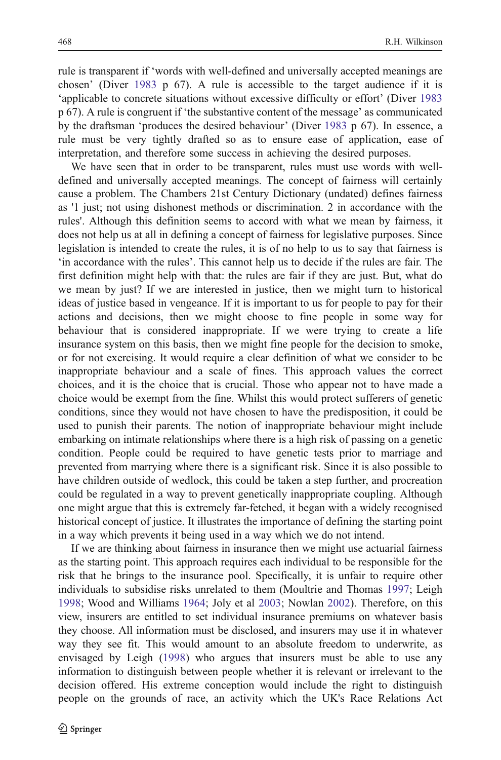rule is transparent if 'words with well-defined and universally accepted meanings are chosen' (Diver 1983 p 67). A rule is accessible to the target audience if it is 'applicable to concrete situations without excessive difficulty or effort' (Diver 1983 p 67). A rule is congruent if 'the substantive content of the message' as communicated by the draftsman 'produces the desired behaviour' (Diver 1983 p 67). In essence, a rule must be very tightly drafted so as to ensure ease of application, ease of interpretation, and therefore some success in achieving the desired purposes.

We have seen that in order to be transparent, rules must use words with well-defined and universally accepted meanings. The concept of fairness will certainly cause a problem. The Chambers 21st Century Dictionary (undated) defines fairness as '1 just; not using dishonest methods or discrimination. 2 in accordance with the rules'. Although this definition seems to accord with what we mean by fairness, it does not help us at all in defining a concept of fairness for legislative purposes. Since legislation is intended to create the rules, it is of no help to us to say that fairness is 'in accordance with the rules'. This cannot help us to decide if the rules are fair. The first definition might help with that: the rules are fair if they are just. But, what do we mean by just? If we are interested in justice, then we might turn to historical ideas of justice based in vengeance. If it is important to us for people to pay for their actions and decisions, then we might choose to fine people in some way for behaviour that is considered inappropriate. If we were trying to create a life insurance system on this basis, then we might fine people for the decision to smoke, or for not exercising. It would require a clear definition of what we consider to be inappropriate behaviour and a scale of fines. This approach values the correct choices, and it is the choice that is crucial. Those who appear not to have made a choice would be exempt from the fine. Whilst this would protect sufferers of genetic conditions, since they would not have chosen to have the predisposition, it could be used to punish their parents. The notion of inappropriate behaviour might include embarking on intimate relationships where there is a high risk of passing on a genetic condition. People could be required to have genetic tests prior to marriage and prevented from marrying where there is a significant risk. Since it is also possible to have children outside of wedlock, this could be taken a step further, and procreation could be regulated in a way to prevent genetically inappropriate coupling. Although one might argue that this is extremely far-fetched, it began with a widely recognised historical concept of justice. It illustrates the importance of defining the starting point in a way which prevents it being used in a way which we do not intend.

If we are thinking about fairness in insurance then we might use actuarial fairness as the starting point. This approach requires each individual to be responsible for the risk that he brings to the insurance pool. Specifically, it is unfair to require other individuals to subsidise risks unrelated to them (Moultrie and Thomas 1997; Leigh 1998; Wood and Williams 1964; Joly et al 2003; Nowlan 2002). Therefore, on this view, insurers are entitled to set individual insurance premiums on whatever basis they choose. All information must be disclosed, and insurers may use it in whatever way they see fit. This would amount to an absolute freedom to underwrite, as envisaged by Leigh (1998) who argues that insurers must be able to use any information to distinguish between people whether it is relevant or irrelevant to the decision offered. His extreme conception would include the right to distinguish people on the grounds of race, an activity which the UK's Race Relations Act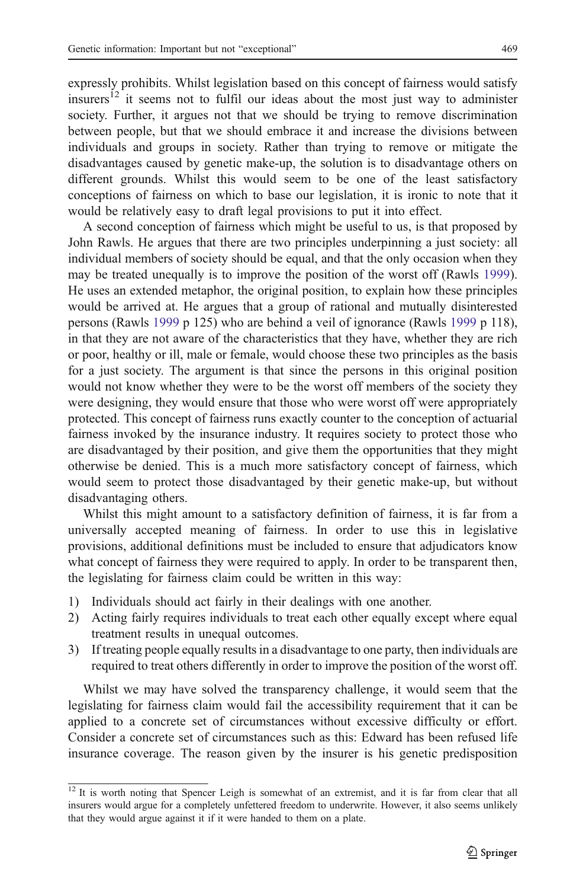expressly prohibits. Whilst legislation based on this concept of fairness would satisfy insurers[12] it seems not to fulfil our ideas about the most just way to administer society. Further, it argues not that we should be trying to remove discrimination between people, but that we should embrace it and increase the divisions between individuals and groups in society. Rather than trying to remove or mitigate the disadvantages caused by genetic make-up, the solution is to disadvantage others on different grounds. Whilst this would seem to be one of the least satisfactory conceptions of fairness on which to base our legislation, it is ironic to note that it would be relatively easy to draft legal provisions to put it into effect.

A second conception of fairness which might be useful to us, is that proposed by John Rawls. He argues that there are two principles underpinning a just society: all individual members of society should be equal, and that the only occasion when they may be treated unequally is to improve the position of the worst off (Rawls 1999). He uses an extended metaphor, the original position, to explain how these principles would be arrived at. He argues that a group of rational and mutually disinterested persons (Rawls 1999 p 125) who are behind a veil of ignorance (Rawls 1999 p 118), in that they are not aware of the characteristics that they have, whether they are rich or poor, healthy or ill, male or female, would choose these two principles as the basis for a just society. The argument is that since the persons in this original position would not know whether they were to be the worst off members of the society they were designing, they would ensure that those who were worst off were appropriately protected. This concept of fairness runs exactly counter to the conception of actuarial fairness invoked by the insurance industry. It requires society to protect those who are disadvantaged by their position, and give them the opportunities that they might otherwise be denied. This is a much more satisfactory concept of fairness, which would seem to protect those disadvantaged by their genetic make-up, but without disadvantaging others.

Whilst this might amount to a satisfactory definition of fairness, it is far from a universally accepted meaning of fairness. In order to use this in legislative provisions, additional definitions must be included to ensure that adjudicators know what concept of fairness they were required to apply. In order to be transparent then, the legislating for fairness claim could be written in this way:

1) Individuals should act fairly in their dealings with one another.
2) Acting fairly requires individuals to treat each other equally except where equal treatment results in unequal outcomes.
3) If treating people equally results in a disadvantage to one party, then individuals are required to treat others differently in order to improve the position of the worst off.

Whilst we may have solved the transparency challenge, it would seem that the legislating for fairness claim would fail the accessibility requirement that it can be applied to a concrete set of circumstances without excessive difficulty or effort. Consider a concrete set of circumstances such as this: Edward has been refused life insurance coverage. The reason given by the insurer is his genetic predisposition

[12] It is worth noting that Spencer Leigh is somewhat of an extremist, and it is far from clear that all insurers would argue for a completely unfettered freedom to underwrite. However, it also seems unlikely that they would argue against it if it were handed to them on a plate.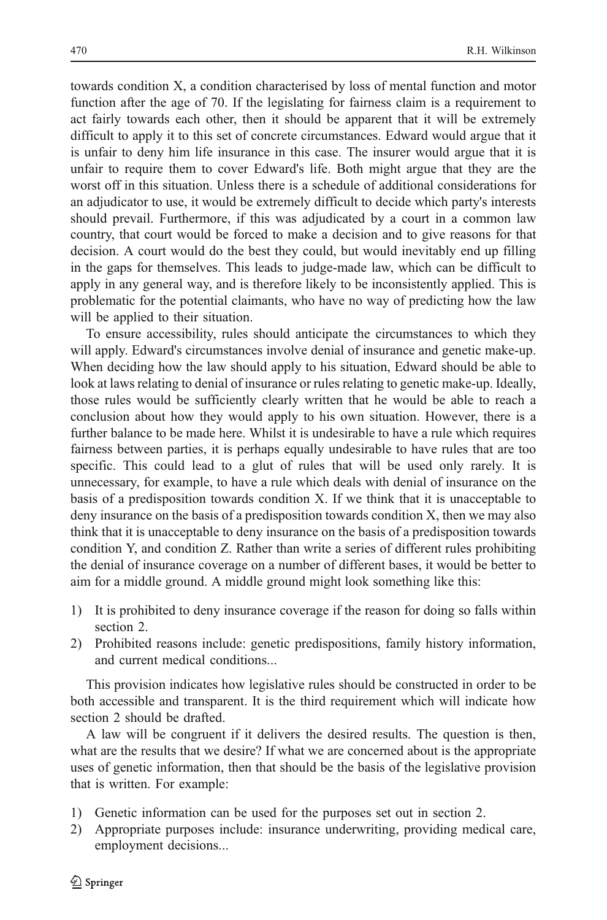towards condition X, a condition characterised by loss of mental function and motor function after the age of 70. If the legislating for fairness claim is a requirement to act fairly towards each other, then it should be apparent that it will be extremely difficult to apply it to this set of concrete circumstances. Edward would argue that it is unfair to deny him life insurance in this case. The insurer would argue that it is unfair to require them to cover Edward's life. Both might argue that they are the worst off in this situation. Unless there is a schedule of additional considerations for an adjudicator to use, it would be extremely difficult to decide which party's interests should prevail. Furthermore, if this was adjudicated by a court in a common law country, that court would be forced to make a decision and to give reasons for that decision. A court would do the best they could, but would inevitably end up filling in the gaps for themselves. This leads to judge-made law, which can be difficult to apply in any general way, and is therefore likely to be inconsistently applied. This is problematic for the potential claimants, who have no way of predicting how the law will be applied to their situation.

To ensure accessibility, rules should anticipate the circumstances to which they will apply. Edward's circumstances involve denial of insurance and genetic make-up. When deciding how the law should apply to his situation, Edward should be able to look at laws relating to denial of insurance or rules relating to genetic make-up. Ideally, those rules would be sufficiently clearly written that he would be able to reach a conclusion about how they would apply to his own situation. However, there is a further balance to be made here. Whilst it is undesirable to have a rule which requires fairness between parties, it is perhaps equally undesirable to have rules that are too specific. This could lead to a glut of rules that will be used only rarely. It is unnecessary, for example, to have a rule which deals with denial of insurance on the basis of a predisposition towards condition X. If we think that it is unacceptable to deny insurance on the basis of a predisposition towards condition X, then we may also think that it is unacceptable to deny insurance on the basis of a predisposition towards condition Y, and condition Z. Rather than write a series of different rules prohibiting the denial of insurance coverage on a number of different bases, it would be better to aim for a middle ground. A middle ground might look something like this:

1) It is prohibited to deny insurance coverage if the reason for doing so falls within section 2.
2) Prohibited reasons include: genetic predispositions, family history information, and current medical conditions...

This provision indicates how legislative rules should be constructed in order to be both accessible and transparent. It is the third requirement which will indicate how section 2 should be drafted.

A law will be congruent if it delivers the desired results. The question is then, what are the results that we desire? If what we are concerned about is the appropriate uses of genetic information, then that should be the basis of the legislative provision that is written. For example:

1) Genetic information can be used for the purposes set out in section 2.
2) Appropriate purposes include: insurance underwriting, providing medical care, employment decisions...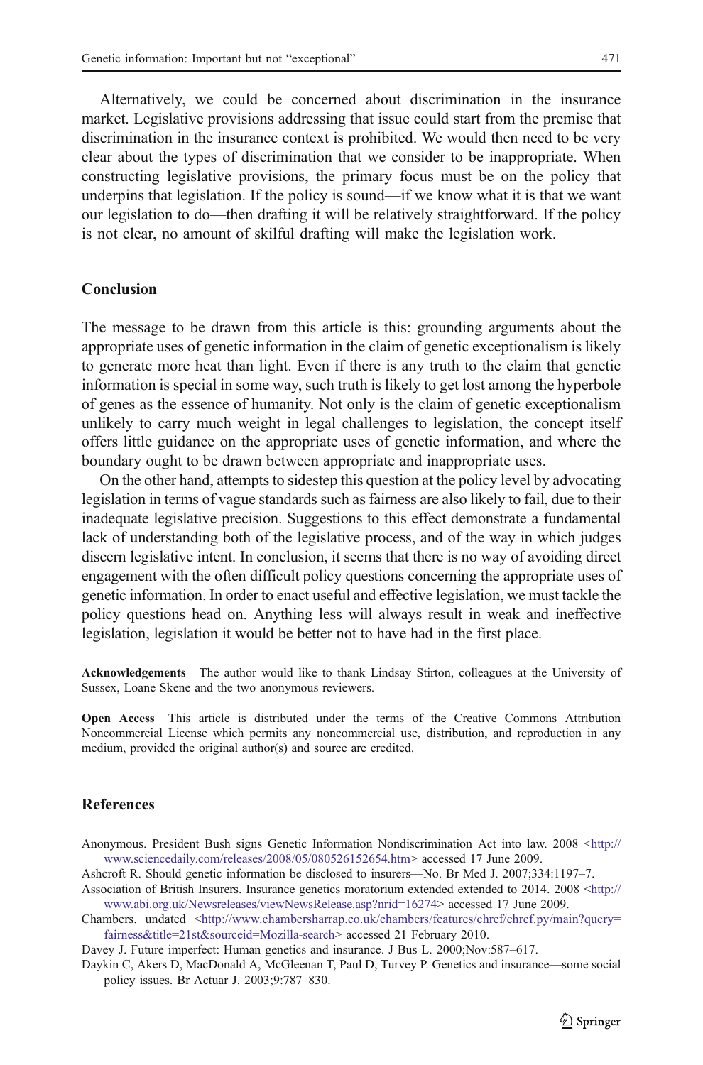Alternatively, we could be concerned about discrimination in the insurance market. Legislative provisions addressing that issue could start from the premise that discrimination in the insurance context is prohibited. We would then need to be very clear about the types of discrimination that we consider to be inappropriate. When constructing legislative provisions, the primary focus must be on the policy that underpins that legislation. If the policy is sound—if we know what it is that we want our legislation to do—then drafting it will be relatively straightforward. If the policy is not clear, no amount of skilful drafting will make the legislation work.

## Conclusion

The message to be drawn from this article is this: grounding arguments about the appropriate uses of genetic information in the claim of genetic exceptionalism is likely to generate more heat than light. Even if there is any truth to the claim that genetic information is special in some way, such truth is likely to get lost among the hyperbole of genes as the essence of humanity. Not only is the claim of genetic exceptionalism unlikely to carry much weight in legal challenges to legislation, the concept itself offers little guidance on the appropriate uses of genetic information, and where the boundary ought to be drawn between appropriate and inappropriate uses.

On the other hand, attempts to sidestep this question at the policy level by advocating legislation in terms of vague standards such as fairness are also likely to fail, due to their inadequate legislative precision. Suggestions to this effect demonstrate a fundamental lack of understanding both of the legislative process, and of the way in which judges discern legislative intent. In conclusion, it seems that there is no way of avoiding direct engagement with the often difficult policy questions concerning the appropriate uses of genetic information. In order to enact useful and effective legislation, we must tackle the policy questions head on. Anything less will always result in weak and ineffective legislation, legislation it would be better not to have had in the first place.

**Acknowledgements** The author would like to thank Lindsay Stirton, colleagues at the University of Sussex, Loane Skene and the two anonymous reviewers.

**Open Access** This article is distributed under the terms of the Creative Commons Attribution Noncommercial License which permits any noncommercial use, distribution, and reproduction in any medium, provided the original author(s) and source are credited.

## References

Anonymous. President Bush signs Genetic Information Nondiscrimination Act into law. 2008 <http://www.sciencedaily.com/releases/2008/05/080526152654.htm> accessed 17 June 2009.

Ashcroft R. Should genetic information be disclosed to insurers—No. Br Med J. 2007;334:1197–7.

Association of British Insurers. Insurance genetics moratorium extended extended to 2014. 2008 <http://www.abi.org.uk/Newsreleases/viewNewsRelease.asp?nrid=16274> accessed 17 June 2009.

Chambers. undated <http://www.chambersharrap.co.uk/chambers/features/chref/chref.py/main?query=fairness&title=21st&sourceid=Mozilla-search> accessed 21 February 2010.

Davey J. Future imperfect: Human genetics and insurance. J Bus L. 2000;Nov:587–617.

Daykin C, Akers D, MacDonald A, McGleenan T, Paul D, Turvey P. Genetics and insurance—some social policy issues. Br Actuar J. 2003;9:787–830.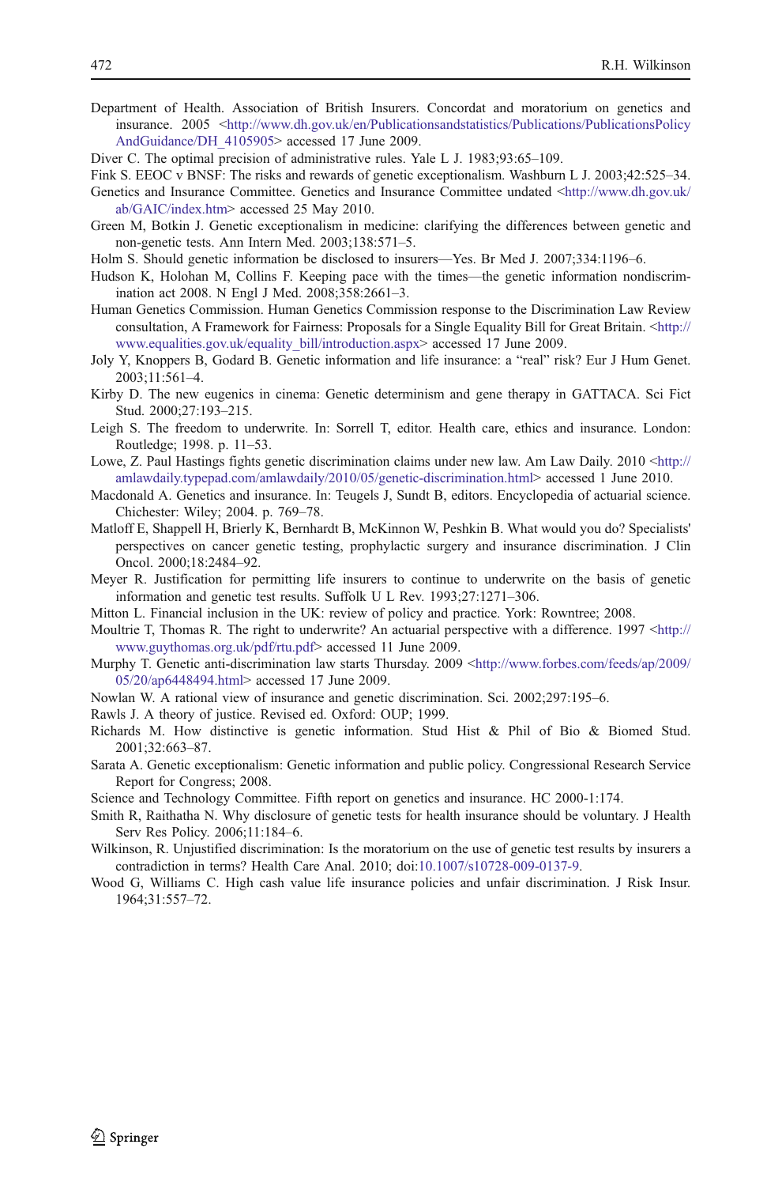Department of Health. Association of British Insurers. Concordat and moratorium on genetics and insurance. 2005 <http://www.dh.gov.uk/en/Publicationsandstatistics/Publications/PublicationsPolicyAndGuidance/DH_4105905> accessed 17 June 2009.

Diver C. The optimal precision of administrative rules. Yale L J. 1983;93:65–109.

Fink S. EEOC v BNSF: The risks and rewards of genetic exceptionalism. Washburn L J. 2003;42:525–34.

Genetics and Insurance Committee. Genetics and Insurance Committee undated <http://www.dh.gov.uk/ab/GAIC/index.htm> accessed 25 May 2010.

Green M, Botkin J. Genetic exceptionalism in medicine: clarifying the differences between genetic and non-genetic tests. Ann Intern Med. 2003;138:571–5.

Holm S. Should genetic information be disclosed to insurers—Yes. Br Med J. 2007;334:1196–6.

Hudson K, Holohan M, Collins F. Keeping pace with the times—the genetic information nondiscrimination act 2008. N Engl J Med. 2008;358:2661–3.

Human Genetics Commission. Human Genetics Commission response to the Discrimination Law Review consultation, A Framework for Fairness: Proposals for a Single Equality Bill for Great Britain. <http://www.equalities.gov.uk/equality_bill/introduction.aspx> accessed 17 June 2009.

Joly Y, Knoppers B, Godard B. Genetic information and life insurance: a "real" risk? Eur J Hum Genet. 2003;11:561–4.

Kirby D. The new eugenics in cinema: Genetic determinism and gene therapy in GATTACA. Sci Fict Stud. 2000;27:193–215.

Leigh S. The freedom to underwrite. In: Sorrell T, editor. Health care, ethics and insurance. London: Routledge; 1998. p. 11–53.

Lowe, Z. Paul Hastings fights genetic discrimination claims under new law. Am Law Daily. 2010 <http://amlawdaily.typepad.com/amlawdaily/2010/05/genetic-discrimination.html> accessed 1 June 2010.

Macdonald A. Genetics and insurance. In: Teugels J, Sundt B, editors. Encyclopedia of actuarial science. Chichester: Wiley; 2004. p. 769–78.

Matloff E, Shappell H, Brierly K, Bernhardt B, McKinnon W, Peshkin B. What would you do? Specialists' perspectives on cancer genetic testing, prophylactic surgery and insurance discrimination. J Clin Oncol. 2000;18:2484–92.

Meyer R. Justification for permitting life insurers to continue to underwrite on the basis of genetic information and genetic test results. Suffolk U L Rev. 1993;27:1271–306.

Mitton L. Financial inclusion in the UK: review of policy and practice. York: Rowntree; 2008.

Moultrie T, Thomas R. The right to underwrite? An actuarial perspective with a difference. 1997 <http://www.guythomas.org.uk/pdf/rtu.pdf> accessed 11 June 2009.

Murphy T. Genetic anti-discrimination law starts Thursday. 2009 <http://www.forbes.com/feeds/ap/2009/05/20/ap6448494.html> accessed 17 June 2009.

Nowlan W. A rational view of insurance and genetic discrimination. Sci. 2002;297:195–6.

Rawls J. A theory of justice. Revised ed. Oxford: OUP; 1999.

Richards M. How distinctive is genetic information. Stud Hist & Phil of Bio & Biomed Stud. 2001;32:663–87.

Sarata A. Genetic exceptionalism: Genetic information and public policy. Congressional Research Service Report for Congress; 2008.

Science and Technology Committee. Fifth report on genetics and insurance. HC 2000-1:174.

Smith R, Raithatha N. Why disclosure of genetic tests for health insurance should be voluntary. J Health Serv Res Policy. 2006;11:184–6.

Wilkinson, R. Unjustified discrimination: Is the moratorium on the use of genetic test results by insurers a contradiction in terms? Health Care Anal. 2010; doi:10.1007/s10728-009-0137-9.

Wood G, Williams C. High cash value life insurance policies and unfair discrimination. J Risk Insur. 1964;31:557–72.